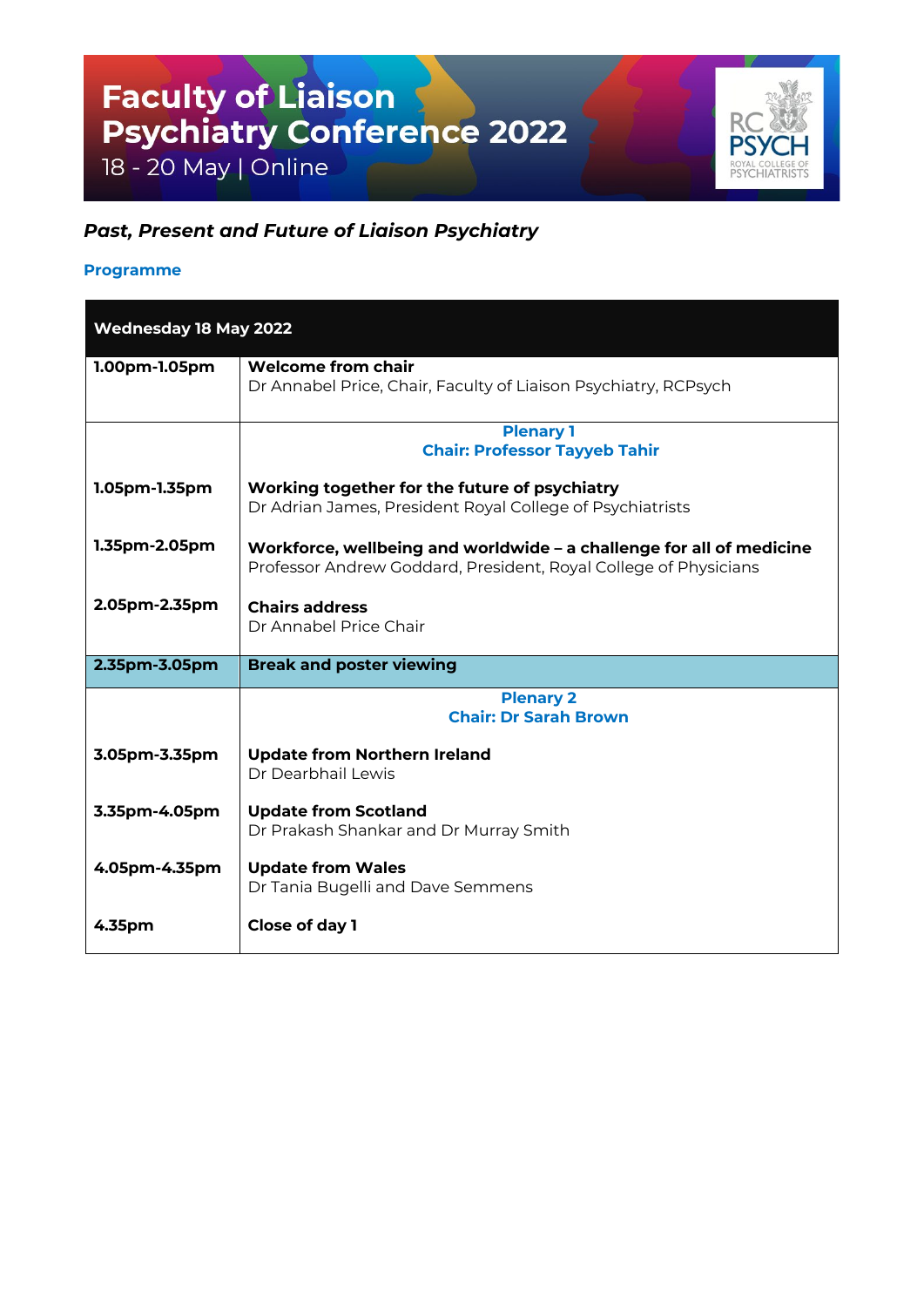# Faculty of Liaison Psychiatry Conference 2022

18 - 20 May | Online

***Past, Present and Future of Liaison Psychiatry***

**Programme**

| Wednesday 18 May 2022 | |
|---|---|
| **1.00pm-1.05pm** | **Welcome from chair**<br>Dr Annabel Price, Chair, Faculty of Liaison Psychiatry, RCPsych |
| | **Plenary 1**<br>**Chair: Professor Tayyeb Tahir** |
| **1.05pm-1.35pm** | **Working together for the future of psychiatry**<br>Dr Adrian James, President Royal College of Psychiatrists |
| **1.35pm-2.05pm** | **Workforce, wellbeing and worldwide – a challenge for all of medicine**<br>Professor Andrew Goddard, President, Royal College of Physicians |
| **2.05pm-2.35pm** | **Chairs address**<br>Dr Annabel Price Chair |
| **2.35pm-3.05pm** | **Break and poster viewing** |
| | **Plenary 2**<br>**Chair: Dr Sarah Brown** |
| **3.05pm-3.35pm** | **Update from Northern Ireland**<br>Dr Dearbhail Lewis |
| **3.35pm-4.05pm** | **Update from Scotland**<br>Dr Prakash Shankar and Dr Murray Smith |
| **4.05pm-4.35pm** | **Update from Wales**<br>Dr Tania Bugelli and Dave Semmens |
| **4.35pm** | **Close of day 1** |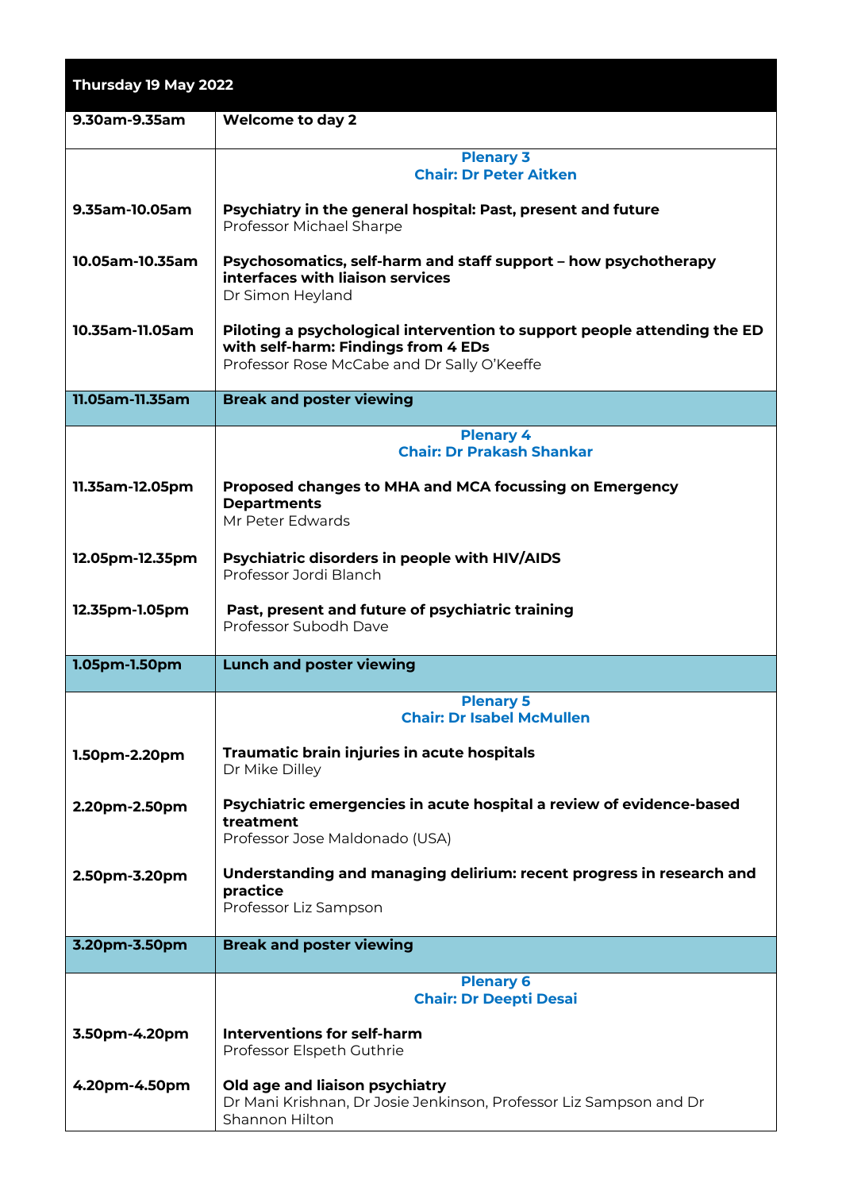| Thursday 19 May 2022 | |
|---|---|
| **9.30am-9.35am** | **Welcome to day 2** |
| | **Plenary 3**<br>**Chair: Dr Peter Aitken** |
| **9.35am-10.05am** | **Psychiatry in the general hospital: Past, present and future**<br>Professor Michael Sharpe |
| **10.05am-10.35am** | **Psychosomatics, self-harm and staff support – how psychotherapy interfaces with liaison services**<br>Dr Simon Heyland |
| **10.35am-11.05am** | **Piloting a psychological intervention to support people attending the ED with self-harm: Findings from 4 EDs**<br>Professor Rose McCabe and Dr Sally O'Keeffe |
| **11.05am-11.35am** | **Break and poster viewing** |
| | **Plenary 4**<br>**Chair: Dr Prakash Shankar** |
| **11.35am-12.05pm** | **Proposed changes to MHA and MCA focussing on Emergency Departments**<br>Mr Peter Edwards |
| **12.05pm-12.35pm** | **Psychiatric disorders in people with HIV/AIDS**<br>Professor Jordi Blanch |
| **12.35pm-1.05pm** | **Past, present and future of psychiatric training**<br>Professor Subodh Dave |
| **1.05pm-1.50pm** | **Lunch and poster viewing** |
| | **Plenary 5**<br>**Chair: Dr Isabel McMullen** |
| **1.50pm-2.20pm** | **Traumatic brain injuries in acute hospitals**<br>Dr Mike Dilley |
| **2.20pm-2.50pm** | **Psychiatric emergencies in acute hospital a review of evidence-based treatment**<br>Professor Jose Maldonado (USA) |
| **2.50pm-3.20pm** | **Understanding and managing delirium: recent progress in research and practice**<br>Professor Liz Sampson |
| **3.20pm-3.50pm** | **Break and poster viewing** |
| | **Plenary 6**<br>**Chair: Dr Deepti Desai** |
| **3.50pm-4.20pm** | **Interventions for self-harm**<br>Professor Elspeth Guthrie |
| **4.20pm-4.50pm** | **Old age and liaison psychiatry**<br>Dr Mani Krishnan, Dr Josie Jenkinson, Professor Liz Sampson and Dr Shannon Hilton |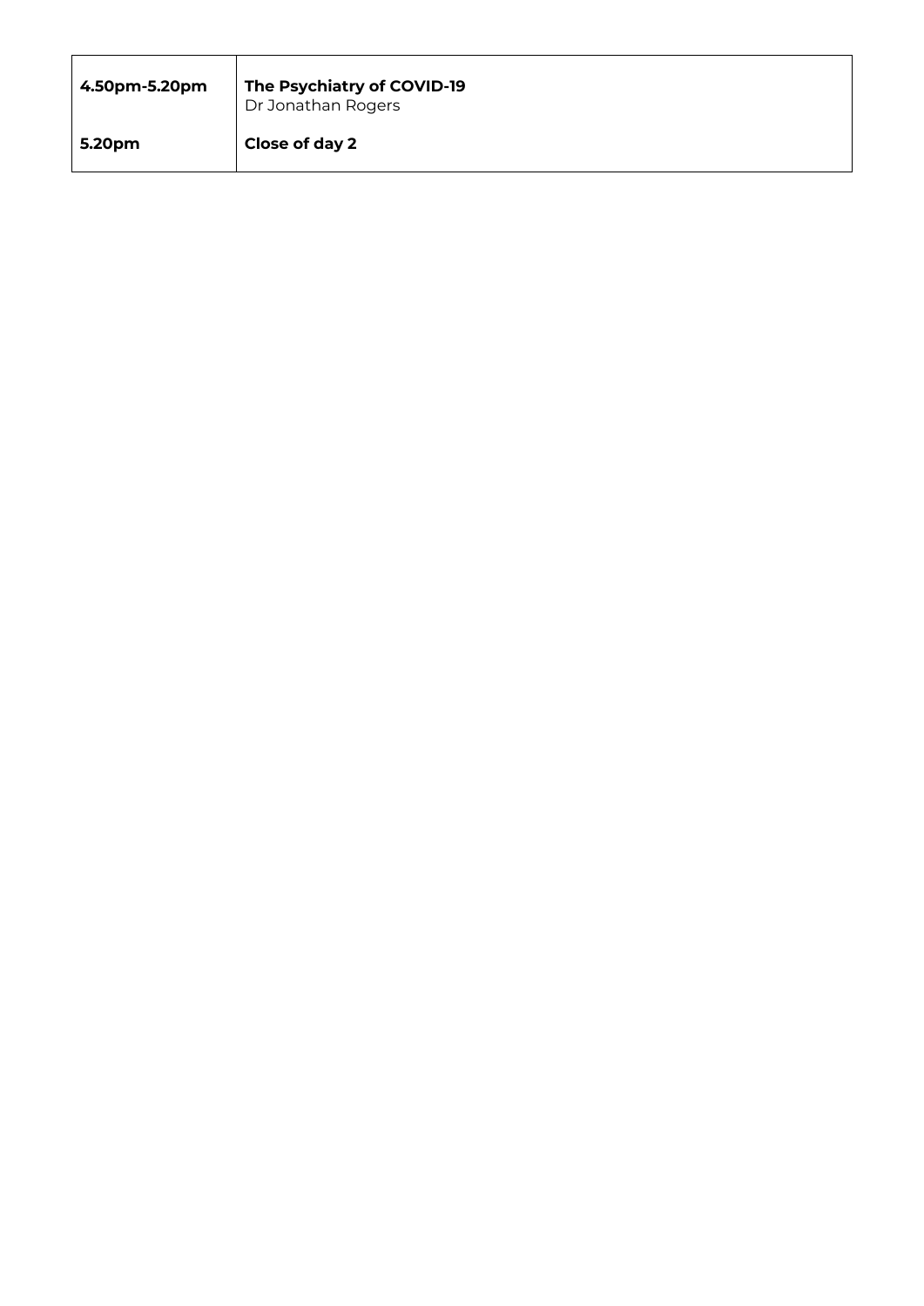| | |
|---|---|
| **4.50pm-5.20pm** | **The Psychiatry of COVID-19**<br>Dr Jonathan Rogers |
| **5.20pm** | **Close of day 2** |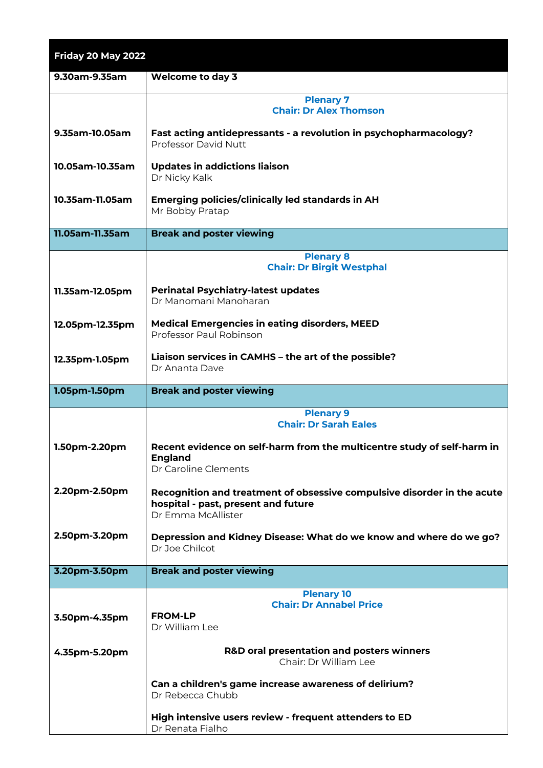| Friday 20 May 2022 | |
|---|---|
| 9.30am-9.35am | **Welcome to day 3** |
| | **Plenary 7**<br>**Chair: Dr Alex Thomson** |
| 9.35am-10.05am | **Fast acting antidepressants - a revolution in psychopharmacology?**<br>Professor David Nutt |
| 10.05am-10.35am | **Updates in addictions liaison**<br>Dr Nicky Kalk |
| 10.35am-11.05am | **Emerging policies/clinically led standards in AH**<br>Mr Bobby Pratap |
| 11.05am-11.35am | **Break and poster viewing** |
| | **Plenary 8**<br>**Chair: Dr Birgit Westphal** |
| 11.35am-12.05pm | **Perinatal Psychiatry-latest updates**<br>Dr Manomani Manoharan |
| 12.05pm-12.35pm | **Medical Emergencies in eating disorders, MEED**<br>Professor Paul Robinson |
| 12.35pm-1.05pm | **Liaison services in CAMHS – the art of the possible?**<br>Dr Ananta Dave |
| 1.05pm-1.50pm | **Break and poster viewing** |
| | **Plenary 9**<br>**Chair: Dr Sarah Eales** |
| 1.50pm-2.20pm | **Recent evidence on self-harm from the multicentre study of self-harm in England**<br>Dr Caroline Clements |
| 2.20pm-2.50pm | **Recognition and treatment of obsessive compulsive disorder in the acute hospital - past, present and future**<br>Dr Emma McAllister |
| 2.50pm-3.20pm | **Depression and Kidney Disease: What do we know and where do we go?**<br>Dr Joe Chilcot |
| 3.20pm-3.50pm | **Break and poster viewing** |
| | **Plenary 10**<br>**Chair: Dr Annabel Price** |
| 3.50pm-4.35pm | **FROM-LP**<br>Dr William Lee |
| 4.35pm-5.20pm | **R&D oral presentation and posters winners**<br>Chair: Dr William Lee<br><br>**Can a children's game increase awareness of delirium?**<br>Dr Rebecca Chubb<br><br>**High intensive users review - frequent attenders to ED**<br>Dr Renata Fialho |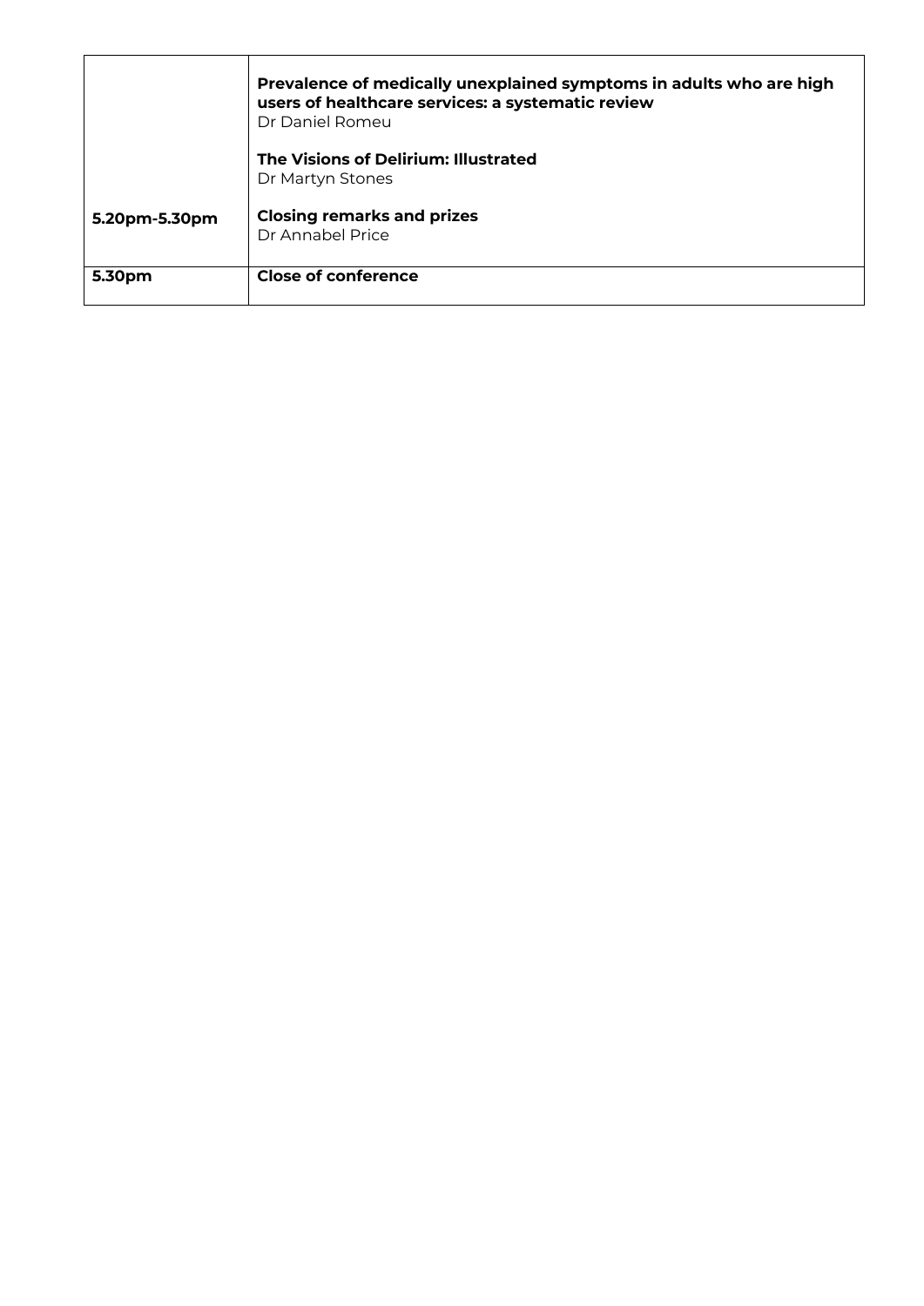| | |
|---|---|
| | **Prevalence of medically unexplained symptoms in adults who are high users of healthcare services: a systematic review**<br>Dr Daniel Romeu<br><br>**The Visions of Delirium: Illustrated**<br>Dr Martyn Stones |
| **5.20pm-5.30pm** | **Closing remarks and prizes**<br>Dr Annabel Price |
| **5.30pm** | **Close of conference** |